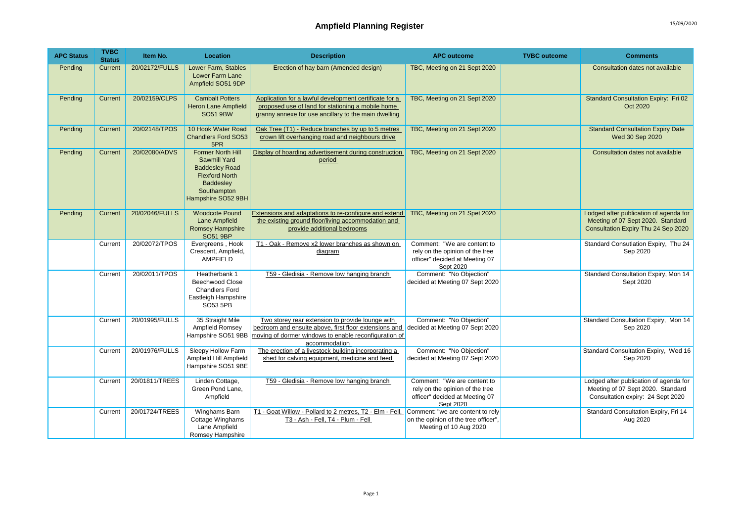# Ampfield Planning Register

15/09/2020

| APC Status | TVBC Status | Item No. | Location | Description | APC outcome | TVBC outcome | Comments |
|---|---|---|---|---|---|---|---|
| Pending | Current | 20/02172/FULLS | Lower Farm, Stables Lower Farm Lane Ampfield SO51 9DP | Erection of hay barn (Amended design) | TBC, Meeting on 21 Sept 2020 | | Consultation dates not available |
| Pending | Current | 20/02159/CLPS | Cambalt Potters Heron Lane Ampfield SO51 9BW | Application for a lawful development certificate for a proposed use of land for stationing a mobile home granny annexe for use ancillary to the main dwelling | TBC, Meeting on 21 Sept 2020 | | Standard Consultation Expiry: Fri 02 Oct 2020 |
| Pending | Current | 20/02148/TPOS | 10 Hook Water Road Chandlers Ford SO53 5PR | Oak Tree (T1) - Reduce branches by up to 5 metres crown lift overhanging road and neighbours drive | TBC, Meeting on 21 Sept 2020 | | Standard Consultation Expiry Date Wed 30 Sep 2020 |
| Pending | Current | 20/02080/ADVS | Former North Hill Sawmill Yard Baddesley Road Flexford North Baddesley Southampton Hampshire SO52 9BH | Display of hoarding advertisement during construction period | TBC, Meeting on 21 Sept 2020 | | Consultation dates not available |
| Pending | Current | 20/02046/FULLS | Woodcote Pound Lane Ampfield Romsey Hampshire SO51 9BP | Extensions and adaptations to re-configure and extend the existing ground floor/living accommodation and provide additional bedrooms | TBC, Meeting on 21 Spet 2020 | | Lodged after publication of agenda for Meeting of 07 Sept 2020. Standard Consultation Expiry Thu 24 Sep 2020 |
| | Current | 20/02072/TPOS | Evergreens , Hook Crescent, Ampfield, AMPFIELD | T1 - Oak - Remove x2 lower branches as shown on diagram | Comment: "We are content to rely on the opinion of the tree officer" decided at Meeting 07 Sept 2020 | | Standard Consultation Expiry, Thu 24 Sep 2020 |
| | Current | 20/02011/TPOS | Heatherbank 1 Beechwood Close Chandlers Ford Eastleigh Hampshire SO53 5PB | T59 - Gledisia - Remove low hanging branch | Comment: "No Objection" decided at Meeting 07 Sept 2020 | | Standard Consultation Expiry, Mon 14 Sept 2020 |
| | Current | 20/01995/FULLS | 35 Straight Mile Ampfield Romsey Hampshire SO51 9BB | Two storey rear extension to provide lounge with bedroom and ensuite above, first floor extensions and moving of dormer windows to enable reconfiguration of accommodation | Comment: "No Objection" decided at Meeting 07 Sept 2020 | | Standard Consultation Expiry, Mon 14 Sep 2020 |
| | Current | 20/01976/FULLS | Sleepy Hollow Farm Ampfield Hill Ampfield Hampshire SO51 9BE | The erection of a livestock building incorporating a shed for calving equipment, medicine and feed | Comment: "No Objection" decided at Meeting 07 Sept 2020 | | Standard Consultation Expiry, Wed 16 Sep 2020 |
| | Current | 20/01811/TREES | Linden Cottage, Green Pond Lane, Ampfield | T59 - Gledisia - Remove low hanging branch | Comment: "We are content to rely on the opinion of the tree officer" decided at Meeting 07 Sept 2020 | | Lodged after publication of agenda for Meeting of 07 Sept 2020. Standard Consultation expiry: 24 Sept 2020 |
| | Current | 20/01724/TREES | Winghams Barn Cottage Winghams Lane Ampfield Romsey Hampshire | T1 - Goat Willow - Pollard to 2 metres, T2 - Elm - Fell, T3 - Ash - Fell, T4 - Plum - Fell | Comment: "we are content to rely on the opinion of the tree officer", Meeting of 10 Aug 2020 | | Standard Consultation Expiry, Fri 14 Aug 2020 |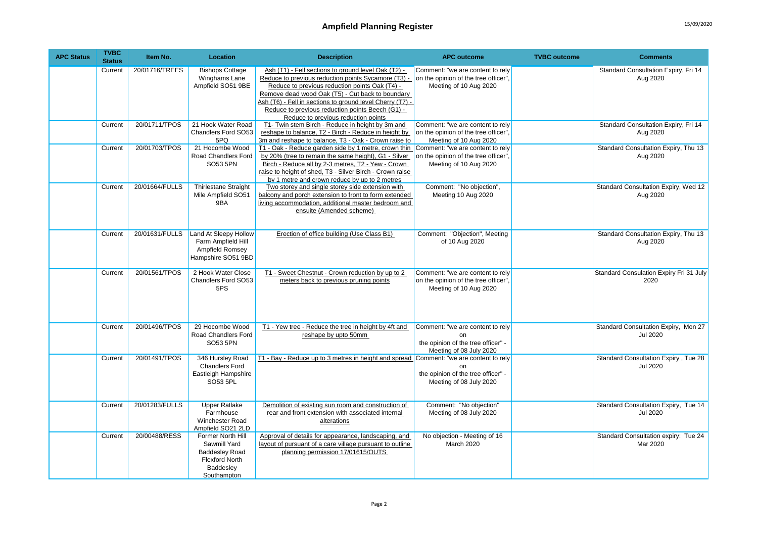# Ampfield Planning Register

15/09/2020

| APC Status | TVBC Status | Item No. | Location | Description | APC outcome | TVBC outcome | Comments |
|---|---|---|---|---|---|---|---|
| | Current | 20/01716/TREES | Bishops Cottage Winghams Lane Ampfield SO51 9BE | Ash (T1) - Fell sections to ground level Oak (T2) - Reduce to previous reduction points Sycamore (T3) - Reduce to previous reduction points Oak (T4) - Remove dead wood Oak (T5) - Cut back to boundary Ash (T6) - Fell in sections to ground level Cherry (T7) - Reduce to previous reduction points Beech (G1) - Reduce to previous reduction points | Comment: "we are content to rely on the opinion of the tree officer", Meeting of 10 Aug 2020 | | Standard Consultation Expiry, Fri 14 Aug 2020 |
| | Current | 20/01711/TPOS | 21 Hook Water Road Chandlers Ford SO53 5PQ | T1- Twin stem Birch - Reduce in height by 3m and reshape to balance, T2 - Birch - Reduce in height by 3m and reshape to balance, T3 - Oak - Crown raise to | Comment: "we are content to rely on the opinion of the tree officer", Meeting of 10 Aug 2020 | | Standard Consultation Expiry, Fri 14 Aug 2020 |
| | Current | 20/01703/TPOS | 21 Hocombe Wood Road Chandlers Ford SO53 5PN | T1 - Oak - Reduce garden side by 1 metre, crown thin by 20% (tree to remain the same height), G1 - Silver Birch - Reduce all by 2-3 metres, T2 - Yew - Crown raise to height of shed, T3 - Silver Birch - Crown raise by 1 metre and crown reduce by up to 2 metres | Comment: "we are content to rely on the opinion of the tree officer", Meeting of 10 Aug 2020 | | Standard Consultation Expiry, Thu 13 Aug 2020 |
| | Current | 20/01664/FULLS | Thirlestane Straight Mile Ampfield SO51 9BA | Two storey and single storey side extension with balcony and porch extension to front to form extended living accommodation, additional master bedroom and ensuite (Amended scheme) | Comment: "No objection", Meeting 10 Aug 2020 | | Standard Consultation Expiry, Wed 12 Aug 2020 |
| | Current | 20/01631/FULLS | Land At Sleepy Hollow Farm Ampfield Hill Ampfield Romsey Hampshire SO51 9BD | Erection of office building (Use Class B1) | Comment: "Objection", Meeting of 10 Aug 2020 | | Standard Consultation Expiry, Thu 13 Aug 2020 |
| | Current | 20/01561/TPOS | 2 Hook Water Close Chandlers Ford SO53 5PS | T1 - Sweet Chestnut - Crown reduction by up to 2 meters back to previous pruning points | Comment: "we are content to rely on the opinion of the tree officer", Meeting of 10 Aug 2020 | | Standard Consulation Expiry Fri 31 July 2020 |
| | Current | 20/01496/TPOS | 29 Hocombe Wood Road Chandlers Ford SO53 5PN | T1 - Yew tree - Reduce the tree in height by 4ft and reshape by upto 50mm | Comment: "we are content to rely on the opinion of the tree officer" - Meeting of 08 July 2020 | | Standard Consultation Expiry, Mon 27 Jul 2020 |
| | Current | 20/01491/TPOS | 346 Hursley Road Chandlers Ford Eastleigh Hampshire SO53 5PL | T1 - Bay - Reduce up to 3 metres in height and spread | Comment: "we are content to rely on the opinion of the tree officer" - Meeting of 08 July 2020 | | Standard Consultation Expiry , Tue 28 Jul 2020 |
| | Current | 20/01283/FULLS | Upper Ratlake Farmhouse Winchester Road Ampfield SO21 2LD | Demolition of existing sun room and construction of rear and front extension with associated internal alterations | Comment: "No objection" Meeting of 08 July 2020 | | Standard Consultation Expiry, Tue 14 Jul 2020 |
| | Current | 20/00488/RESS | Former North Hill Sawmill Yard Baddesley Road Flexford North Baddesley Southampton | Approval of details for appearance, landscaping, and layout of pursuant of a care village pursuant to outline planning permission 17/01615/OUTS | No objection - Meeting of 16 March 2020 | | Standard Consultation expiry: Tue 24 Mar 2020 |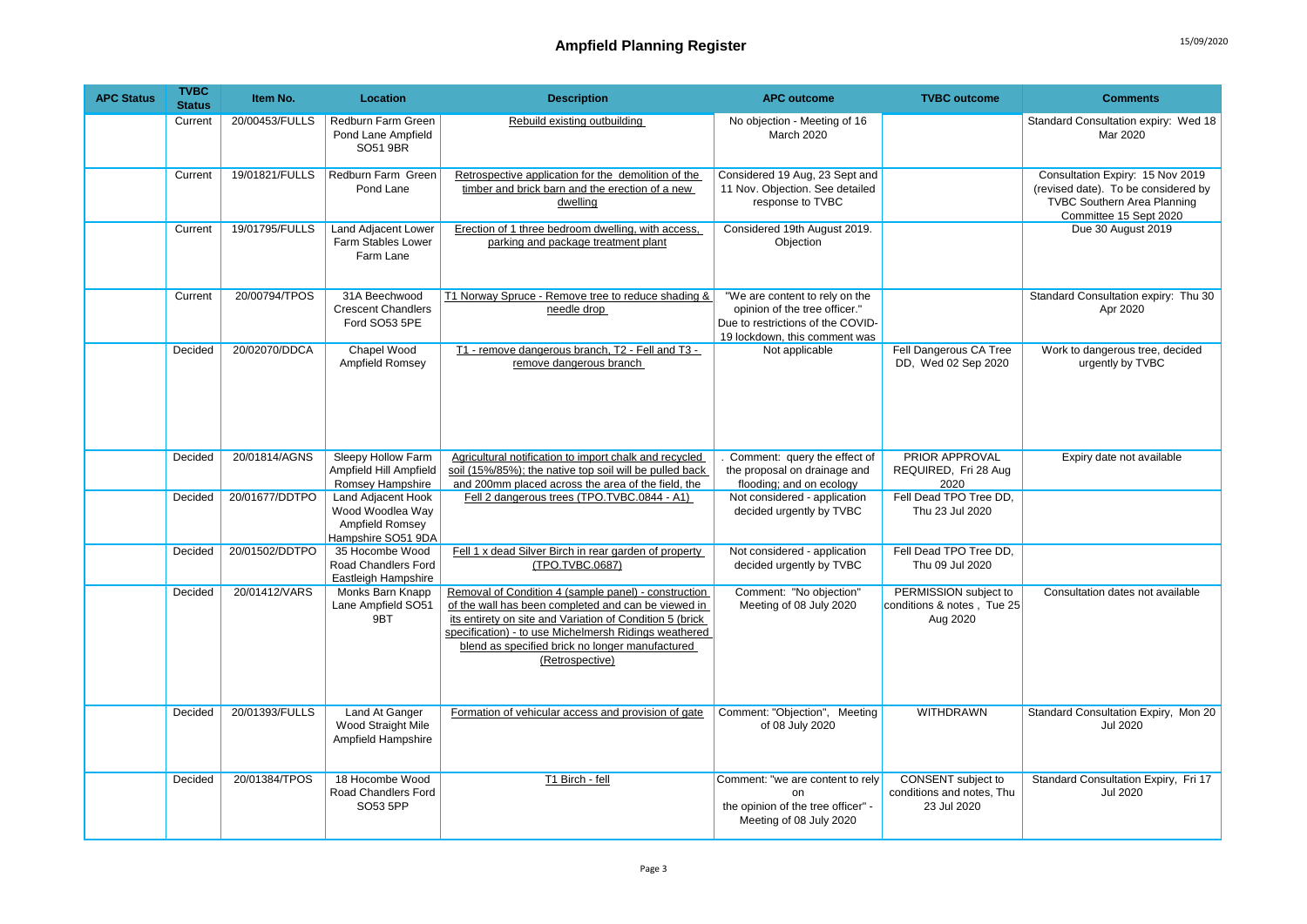# Ampfield Planning Register

| APC Status | TVBC Status | Item No. | Location | Description | APC outcome | TVBC outcome | Comments |
|---|---|---|---|---|---|---|---|
| | Current | 20/00453/FULLS | Redburn Farm Green Pond Lane Ampfield SO51 9BR | Rebuild existing outbuilding | No objection - Meeting of 16 March 2020 | | Standard Consultation expiry: Wed 18 Mar 2020 |
| | Current | 19/01821/FULLS | Redburn Farm Green Pond Lane | Retrospective application for the demolition of the timber and brick barn and the erection of a new dwelling | Considered 19 Aug, 23 Sept and 11 Nov. Objection. See detailed response to TVBC | | Consultation Expiry: 15 Nov 2019 (revised date). To be considered by TVBC Southern Area Planning Committee 15 Sept 2020 |
| | Current | 19/01795/FULLS | Land Adjacent Lower Farm Stables Lower Farm Lane | Erection of 1 three bedroom dwelling, with access, parking and package treatment plant | Considered 19th August 2019. Objection | | Due 30 August 2019 |
| | Current | 20/00794/TPOS | 31A Beechwood Crescent Chandlers Ford SO53 5PE | T1 Norway Spruce - Remove tree to reduce shading & needle drop | "We are content to rely on the opinion of the tree officer." Due to restrictions of the COVID-19 lockdown, this comment was | | Standard Consultation expiry: Thu 30 Apr 2020 |
| | Decided | 20/02070/DDCA | Chapel Wood Ampfield Romsey | T1 - remove dangerous branch, T2 - Fell and T3 - remove dangerous branch | Not applicable | Fell Dangerous CA Tree DD, Wed 02 Sep 2020 | Work to dangerous tree, decided urgently by TVBC |
| | Decided | 20/01814/AGNS | Sleepy Hollow Farm Ampfield Hill Ampfield Romsey Hampshire | Agricultural notification to import chalk and recycled soil (15%/85%); the native top soil will be pulled back and 200mm placed across the area of the field, the | . Comment: query the effect of the proposal on drainage and flooding; and on ecology | PRIOR APPROVAL REQUIRED, Fri 28 Aug 2020 | Expiry date not available |
| | Decided | 20/01677/DDTPO | Land Adjacent Hook Wood Woodlea Way Ampfield Romsey Hampshire SO51 9DA | Fell 2 dangerous trees (TPO.TVBC.0844 - A1) | Not considered - application decided urgently by TVBC | Fell Dead TPO Tree DD, Thu 23 Jul 2020 | |
| | Decided | 20/01502/DDTPO | 35 Hocombe Wood Road Chandlers Ford Eastleigh Hampshire | Fell 1 x dead Silver Birch in rear garden of property (TPO.TVBC.0687) | Not considered - application decided urgently by TVBC | Fell Dead TPO Tree DD, Thu 09 Jul 2020 | |
| | Decided | 20/01412/VARS | Monks Barn Knapp Lane Ampfield SO51 9BT | Removal of Condition 4 (sample panel) - construction of the wall has been completed and can be viewed in its entirety on site and Variation of Condition 5 (brick specification) - to use Michelmersh Ridings weathered blend as specified brick no longer manufactured (Retrospective) | Comment: "No objection" Meeting of 08 July 2020 | PERMISSION subject to conditions & notes , Tue 25 Aug 2020 | Consultation dates not available |
| | Decided | 20/01393/FULLS | Land At Ganger Wood Straight Mile Ampfield Hampshire | Formation of vehicular access and provision of gate | Comment: "Objection", Meeting of 08 July 2020 | WITHDRAWN | Standard Consultation Expiry, Mon 20 Jul 2020 |
| | Decided | 20/01384/TPOS | 18 Hocombe Wood Road Chandlers Ford SO53 5PP | T1 Birch - fell | Comment: "we are content to rely on the opinion of the tree officer" - Meeting of 08 July 2020 | CONSENT subject to conditions and notes, Thu 23 Jul 2020 | Standard Consultation Expiry, Fri 17 Jul 2020 |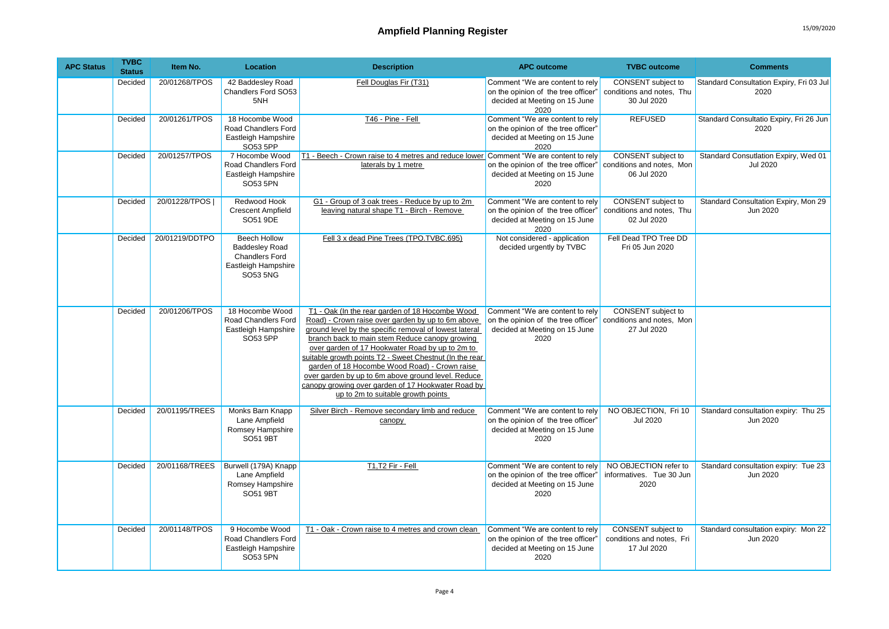# Ampfield Planning Register

| APC Status | TVBC Status | Item No. | Location | Description | APC outcome | TVBC outcome | Comments |
|---|---|---|---|---|---|---|---|
| | Decided | 20/01268/TPOS | 42 Baddesley Road Chandlers Ford SO53 5NH | Fell Douglas Fir (T31) | Comment "We are content to rely on the opinion of the tree officer" decided at Meeting on 15 June 2020 | CONSENT subject to conditions and notes, Thu 30 Jul 2020 | Standard Consultation Expiry, Fri 03 Jul 2020 |
| | Decided | 20/01261/TPOS | 18 Hocombe Wood Road Chandlers Ford Eastleigh Hampshire SO53 5PP | T46 - Pine - Fell | Comment "We are content to rely on the opinion of the tree officer" decided at Meeting on 15 June 2020 | REFUSED | Standard Consultatio Expiry, Fri 26 Jun 2020 |
| | Decided | 20/01257/TPOS | 7 Hocombe Wood Road Chandlers Ford Eastleigh Hampshire SO53 5PN | T1 - Beech - Crown raise to 4 metres and reduce lower laterals by 1 metre | Comment "We are content to rely on the opinion of the tree officer" decided at Meeting on 15 June 2020 | CONSENT subject to conditions and notes, Mon 06 Jul 2020 | Standard Consultation Expiry, Wed 01 Jul 2020 |
| | Decided | 20/01228/TPOS \| | Redwood Hook Crescent Ampfield SO51 9DE | G1 - Group of 3 oak trees - Reduce by up to 2m leaving natural shape T1 - Birch - Remove | Comment "We are content to rely on the opinion of the tree officer" decided at Meeting on 15 June 2020 | CONSENT subject to conditions and notes, Thu 02 Jul 2020 | Standard Consultation Expiry, Mon 29 Jun 2020 |
| | Decided | 20/01219/DDTPO | Beech Hollow Baddesley Road Chandlers Ford Eastleigh Hampshire SO53 5NG | Fell 3 x dead Pine Trees (TPO.TVBC.695) | Not considered - application decided urgently by TVBC | Fell Dead TPO Tree DD Fri 05 Jun 2020 | |
| | Decided | 20/01206/TPOS | 18 Hocombe Wood Road Chandlers Ford Eastleigh Hampshire SO53 5PP | T1 - Oak (In the rear garden of 18 Hocombe Wood Road) - Crown raise over garden by up to 6m above ground level by the specific removal of lowest lateral branch back to main stem Reduce canopy growing over garden of 17 Hookwater Road by up to 2m to suitable growth points T2 - Sweet Chestnut (In the rear garden of 18 Hocombe Wood Road) - Crown raise over garden by up to 6m above ground level. Reduce canopy growing over garden of 17 Hookwater Road by up to 2m to suitable growth points | Comment "We are content to rely on the opinion of the tree officer" decided at Meeting on 15 June 2020 | CONSENT subject to conditions and notes, Mon 27 Jul 2020 | |
| | Decided | 20/01195/TREES | Monks Barn Knapp Lane Ampfield Romsey Hampshire SO51 9BT | Silver Birch - Remove secondary limb and reduce canopy | Comment "We are content to rely on the opinion of the tree officer" decided at Meeting on 15 June 2020 | NO OBJECTION, Fri 10 Jul 2020 | Standard consultation expiry: Thu 25 Jun 2020 |
| | Decided | 20/01168/TREES | Burwell (179A) Knapp Lane Ampfield Romsey Hampshire SO51 9BT | T1,T2 Fir - Fell | Comment "We are content to rely on the opinion of the tree officer" decided at Meeting on 15 June 2020 | NO OBJECTION refer to informatives. Tue 30 Jun 2020 | Standard consultation expiry: Tue 23 Jun 2020 |
| | Decided | 20/01148/TPOS | 9 Hocombe Wood Road Chandlers Ford Eastleigh Hampshire SO53 5PN | T1 - Oak - Crown raise to 4 metres and crown clean | Comment "We are content to rely on the opinion of the tree officer" decided at Meeting on 15 June 2020 | CONSENT subject to conditions and notes, Fri 17 Jul 2020 | Standard consultation expiry: Mon 22 Jun 2020 |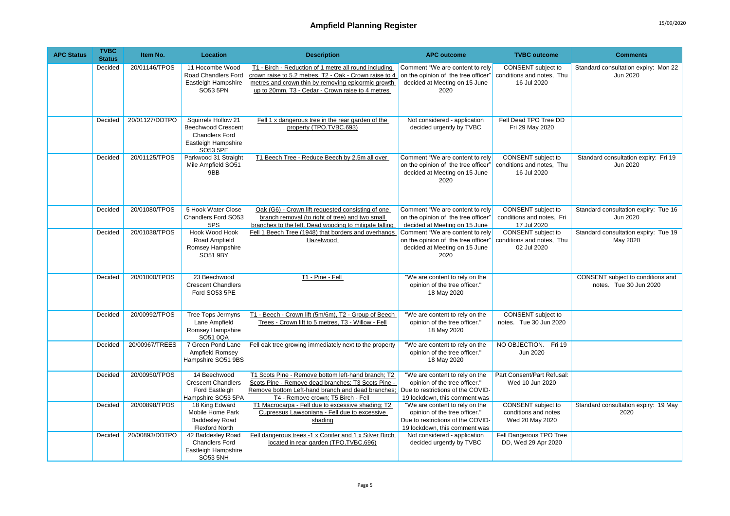# Ampfield Planning Register

| APC Status | TVBC Status | Item No. | Location | Description | APC outcome | TVBC outcome | Comments |
|---|---|---|---|---|---|---|---|
| | Decided | 20/01146/TPOS | 11 Hocombe Wood Road Chandlers Ford Eastleigh Hampshire SO53 5PN | T1 - Birch - Reduction of 1 metre all round including crown raise to 5.2 metres, T2 - Oak - Crown raise to 4 metres and crown thin by removing epicormic growth up to 20mm, T3 - Cedar - Crown raise to 4 metres | Comment "We are content to rely on the opinion of the tree officer" decided at Meeting on 15 June 2020 | CONSENT subject to conditions and notes, Thu 16 Jul 2020 | Standard consultation expiry: Mon 22 Jun 2020 |
| | Decided | 20/01127/DDTPO | Squirrels Hollow 21 Beechwood Crescent Chandlers Ford Eastleigh Hampshire SO53 5PE | Fell 1 x dangerous tree in the rear garden of the property (TPO.TVBC.693) | Not considered - application decided urgently by TVBC | Fell Dead TPO Tree DD Fri 29 May 2020 | |
| | Decided | 20/01125/TPOS | Parkwood 31 Straight Mile Ampfield SO51 9BB | T1 Beech Tree - Reduce Beech by 2.5m all over | Comment "We are content to rely on the opinion of the tree officer" decided at Meeting on 15 June 2020 | CONSENT subject to conditions and notes, Thu 16 Jul 2020 | Standard consultation expiry: Fri 19 Jun 2020 |
| | Decided | 20/01080/TPOS | 5 Hook Water Close Chandlers Ford SO53 5PS | Oak (G6) - Crown lift requested consisting of one branch removal (to right of tree) and two small branches to the left. Dead wooding to mitigate falling | Comment "We are content to rely on the opinion of the tree officer" decided at Meeting on 15 June | CONSENT subject to conditions and notes, Fri 17 Jul 2020 | Standard consultation expiry: Tue 16 Jun 2020 |
| | Decided | 20/01038/TPOS | Hook Wood Hook Road Ampfield Romsey Hampshire SO51 9BY | Fell 1 Beech Tree (1948) that borders and overhangs Hazelwood | Comment "We are content to rely on the opinion of the tree officer" decided at Meeting on 15 June 2020 | CONSENT subject to conditions and notes, Thu 02 Jul 2020 | Standard consultation expiry: Tue 19 May 2020 |
| | Decided | 20/01000/TPOS | 23 Beechwood Crescent Chandlers Ford SO53 5PE | T1 - Pine - Fell | "We are content to rely on the opinion of the tree officer." 18 May 2020 | | CONSENT subject to conditions and notes. Tue 30 Jun 2020 |
| | Decided | 20/00992/TPOS | Tree Tops Jermyns Lane Ampfield Romsey Hampshire SO51 0QA | T1 - Beech - Crown lift (5m/6m), T2 - Group of Beech Trees - Crown lift to 5 metres, T3 - Willow - Fell | "We are content to rely on the opinion of the tree officer." 18 May 2020 | CONSENT subject to notes. Tue 30 Jun 2020 | |
| | Decided | 20/00967/TREES | 7 Green Pond Lane Ampfield Romsey Hampshire SO51 9BS | Fell oak tree growing immediately next to the property | "We are content to rely on the opinion of the tree officer." 18 May 2020 | NO OBJECTION. Fri 19 Jun 2020 | |
| | Decided | 20/00950/TPOS | 14 Beechwood Crescent Chandlers Ford Eastleigh Hampshire SO53 5PA | T1 Scots Pine - Remove bottom left-hand branch; T2 Scots Pine - Remove dead branches; T3 Scots Pine - Remove bottom Left-hand branch and dead branches; T4 - Remove crown; T5 Birch - Fell | "We are content to rely on the opinion of the tree officer." Due to restrictions of the COVID-19 lockdown, this comment was | Part Consent/Part Refusal: Wed 10 Jun 2020 | |
| | Decided | 20/00898/TPOS | 18 King Edward Mobile Home Park Baddesley Road Flexford North | T1 Macrocarpa - Fell due to excessive shading; T2 Cupressus Lawsoniana - Fell due to excessive shading | "We are content to rely on the opinion of the tree officer." Due to restrictions of the COVID-19 lockdown, this comment was | CONSENT subject to conditions and notes Wed 20 May 2020 | Standard consultation expiry: 19 May 2020 |
| | Decided | 20/00893/DDTPO | 42 Baddesley Road Chandlers Ford Eastleigh Hampshire SO53 5NH | Fell dangerous trees -1 x Conifer and 1 x Silver Birch located in rear garden (TPO.TVBC.696) | Not considered - application decided urgently by TVBC | Fell Dangerous TPO Tree DD, Wed 29 Apr 2020 | |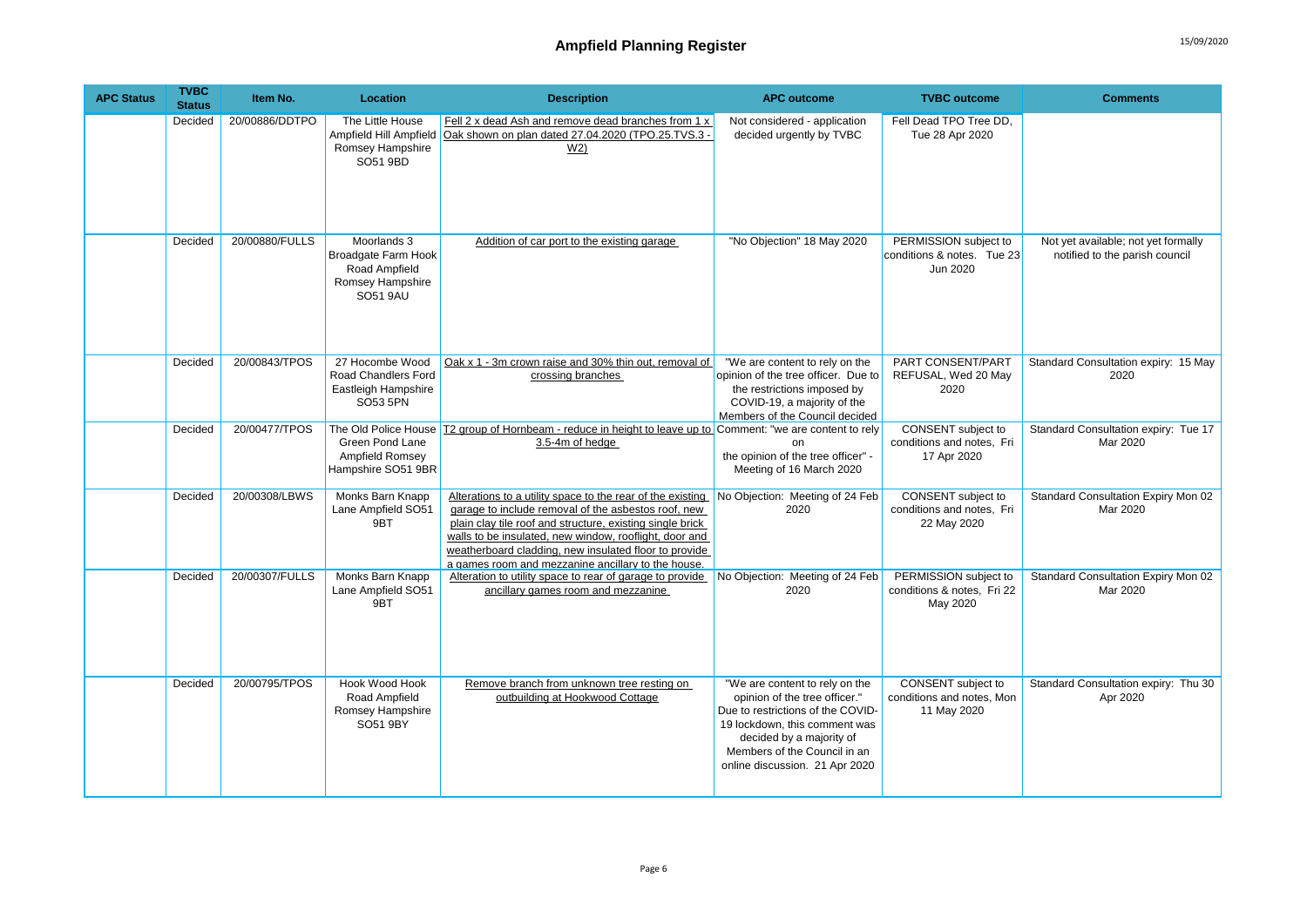# Ampfield Planning Register

| APC Status | TVBC Status | Item No. | Location | Description | APC outcome | TVBC outcome | Comments |
|---|---|---|---|---|---|---|---|
| | Decided | 20/00886/DDTPO | The Little House Ampfield Hill Ampfield Romsey Hampshire SO51 9BD | Fell 2 x dead Ash and remove dead branches from 1 x Oak shown on plan dated 27.04.2020 (TPO.25.TVS.3 - W2) | Not considered - application decided urgently by TVBC | Fell Dead TPO Tree DD, Tue 28 Apr 2020 | |
| | Decided | 20/00880/FULLS | Moorlands 3 Broadgate Farm Hook Road Ampfield Romsey Hampshire SO51 9AU | Addition of car port to the existing garage | "No Objection" 18 May 2020 | PERMISSION subject to conditions & notes. Tue 23 Jun 2020 | Not yet available; not yet formally notified to the parish council |
| | Decided | 20/00843/TPOS | 27 Hocombe Wood Road Chandlers Ford Eastleigh Hampshire SO53 5PN | Oak x 1 - 3m crown raise and 30% thin out, removal of crossing branches | "We are content to rely on the opinion of the tree officer. Due to the restrictions imposed by COVID-19, a majority of the Members of the Council decided | PART CONSENT/PART REFUSAL, Wed 20 May 2020 | Standard Consultation expiry: 15 May 2020 |
| | Decided | 20/00477/TPOS | The Old Police House Green Pond Lane Ampfield Romsey Hampshire SO51 9BR | T2 group of Hornbeam - reduce in height to leave up to 3.5-4m of hedge | Comment: "we are content to rely on the opinion of the tree officer" - Meeting of 16 March 2020 | CONSENT subject to conditions and notes, Fri 17 Apr 2020 | Standard Consultation expiry: Tue 17 Mar 2020 |
| | Decided | 20/00308/LBWS | Monks Barn Knapp Lane Ampfield SO51 9BT | Alterations to a utility space to the rear of the existing garage to include removal of the asbestos roof, new plain clay tile roof and structure, existing single brick walls to be insulated, new window, rooflight, door and weatherboard cladding, new insulated floor to provide a games room and mezzanine ancillary to the house. | No Objection: Meeting of 24 Feb 2020 | CONSENT subject to conditions and notes, Fri 22 May 2020 | Standard Consultation Expiry Mon 02 Mar 2020 |
| | Decided | 20/00307/FULLS | Monks Barn Knapp Lane Ampfield SO51 9BT | Alteration to utility space to rear of garage to provide ancillary games room and mezzanine | No Objection: Meeting of 24 Feb 2020 | PERMISSION subject to conditions & notes, Fri 22 May 2020 | Standard Consultation Expiry Mon 02 Mar 2020 |
| | Decided | 20/00795/TPOS | Hook Wood Hook Road Ampfield Romsey Hampshire SO51 9BY | Remove branch from unknown tree resting on outbuilding at Hookwood Cottage | "We are content to rely on the opinion of the tree officer." Due to restrictions of the COVID-19 lockdown, this comment was decided by a majority of Members of the Council in an online discussion. 21 Apr 2020 | CONSENT subject to conditions and notes, Mon 11 May 2020 | Standard Consultation expiry: Thu 30 Apr 2020 |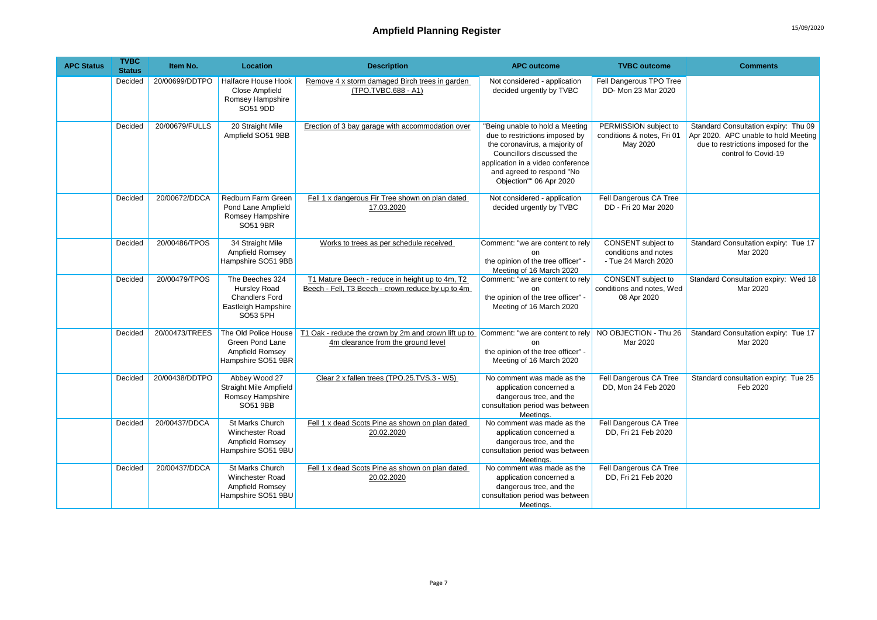# Ampfield Planning Register

15/09/2020

| APC Status | TVBC Status | Item No. | Location | Description | APC outcome | TVBC outcome | Comments |
|---|---|---|---|---|---|---|---|
| | Decided | 20/00699/DDTPO | Halfacre House Hook Close Ampfield Romsey Hampshire SO51 9DD | Remove 4 x storm damaged Birch trees in garden (TPO.TVBC.688 - A1) | Not considered - application decided urgently by TVBC | Fell Dangerous TPO Tree DD- Mon 23 Mar 2020 | |
| | Decided | 20/00679/FULLS | 20 Straight Mile Ampfield SO51 9BB | Erection of 3 bay garage with accommodation over | "Being unable to hold a Meeting due to restrictions imposed by the coronavirus, a majority of Councillors discussed the application in a video conference and agreed to respond "No Objection"" 06 Apr 2020 | PERMISSION subject to conditions & notes, Fri 01 May 2020 | Standard Consultation expiry: Thu 09 Apr 2020. APC unable to hold Meeting due to restrictions imposed for the control fo Covid-19 |
| | Decided | 20/00672/DDCA | Redburn Farm Green Pond Lane Ampfield Romsey Hampshire SO51 9BR | Fell 1 x dangerous Fir Tree shown on plan dated 17.03.2020 | Not considered - application decided urgently by TVBC | Fell Dangerous CA Tree DD - Fri 20 Mar 2020 | |
| | Decided | 20/00486/TPOS | 34 Straight Mile Ampfield Romsey Hampshire SO51 9BB | Works to trees as per schedule received | Comment: "we are content to rely on the opinion of the tree officer" - Meeting of 16 March 2020 | CONSENT subject to conditions and notes - Tue 24 March 2020 | Standard Consultation expiry: Tue 17 Mar 2020 |
| | Decided | 20/00479/TPOS | The Beeches 324 Hursley Road Chandlers Ford Eastleigh Hampshire SO53 5PH | T1 Mature Beech - reduce in height up to 4m, T2 Beech - Fell, T3 Beech - crown reduce by up to 4m | Comment: "we are content to rely on the opinion of the tree officer" - Meeting of 16 March 2020 | CONSENT subject to conditions and notes, Wed 08 Apr 2020 | Standard Consultation expiry: Wed 18 Mar 2020 |
| | Decided | 20/00473/TREES | The Old Police House Green Pond Lane Ampfield Romsey Hampshire SO51 9BR | T1 Oak - reduce the crown by 2m and crown lift up to 4m clearance from the ground level | Comment: "we are content to rely on the opinion of the tree officer" - Meeting of 16 March 2020 | NO OBJECTION - Thu 26 Mar 2020 | Standard Consultation expiry: Tue 17 Mar 2020 |
| | Decided | 20/00438/DDTPO | Abbey Wood 27 Straight Mile Ampfield Romsey Hampshire SO51 9BB | Clear 2 x fallen trees (TPO.25.TVS.3 - W5) | No comment was made as the application concerned a dangerous tree, and the consultation period was between Meetings. | Fell Dangerous CA Tree DD, Mon 24 Feb 2020 | Standard consultation expiry: Tue 25 Feb 2020 |
| | Decided | 20/00437/DDCA | St Marks Church Winchester Road Ampfield Romsey Hampshire SO51 9BU | Fell 1 x dead Scots Pine as shown on plan dated 20.02.2020 | No comment was made as the application concerned a dangerous tree, and the consultation period was between Meetings. | Fell Dangerous CA Tree DD, Fri 21 Feb 2020 | |
| | Decided | 20/00437/DDCA | St Marks Church Winchester Road Ampfield Romsey Hampshire SO51 9BU | Fell 1 x dead Scots Pine as shown on plan dated 20.02.2020 | No comment was made as the application concerned a dangerous tree, and the consultation period was between Meetings. | Fell Dangerous CA Tree DD, Fri 21 Feb 2020 | |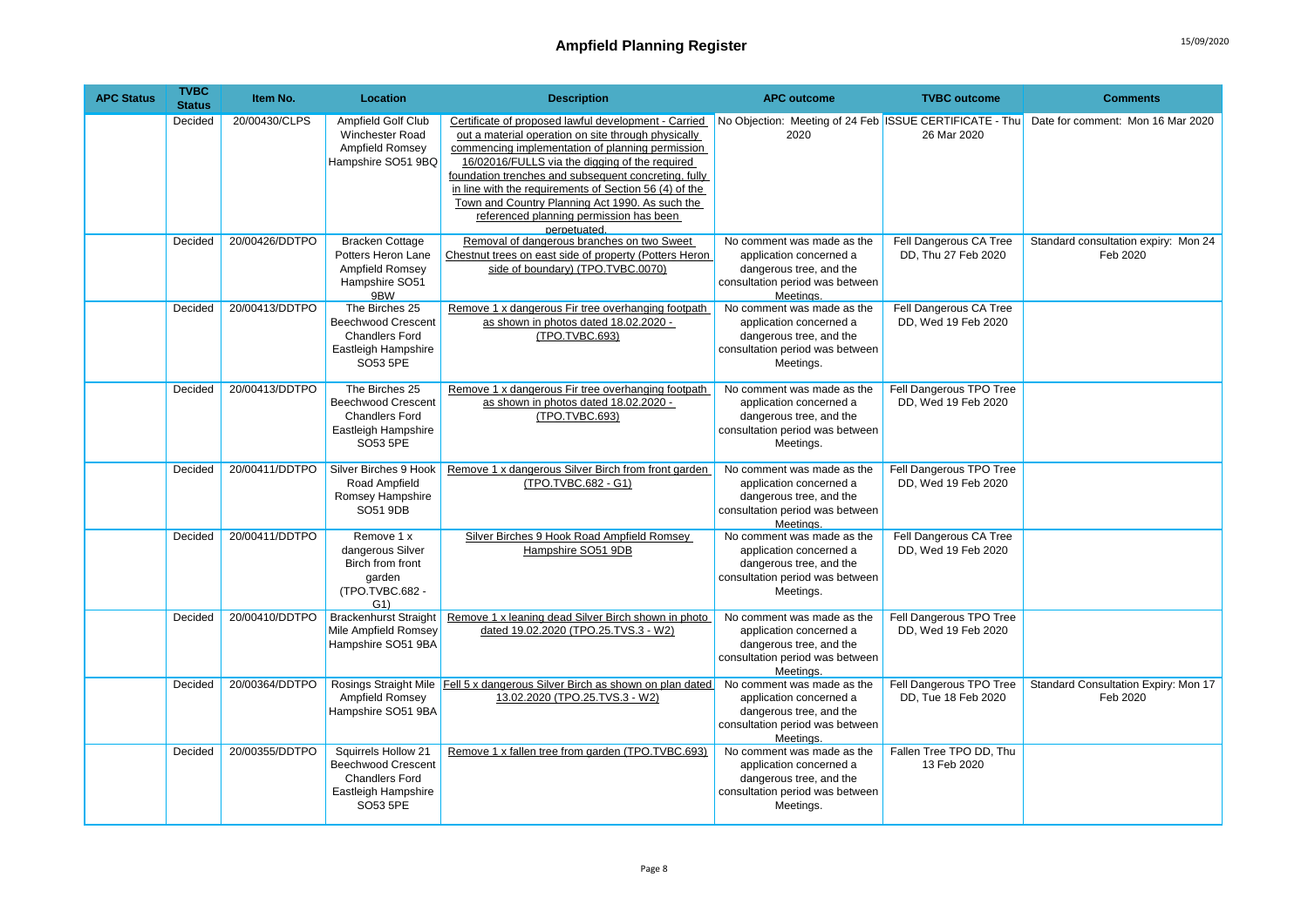# Ampfield Planning Register

| APC Status | TVBC Status | Item No. | Location | Description | APC outcome | TVBC outcome | Comments |
|---|---|---|---|---|---|---|---|
| | Decided | 20/00430/CLPS | Ampfield Golf Club Winchester Road Ampfield Romsey Hampshire SO51 9BQ | Certificate of proposed lawful development - Carried out a material operation on site through physically commencing implementation of planning permission 16/02016/FULLS via the digging of the required foundation trenches and subsequent concreting, fully in line with the requirements of Section 56 (4) of the Town and Country Planning Act 1990. As such the referenced planning permission has been perpetuated. | No Objection: Meeting of 24 Feb 2020 | ISSUE CERTIFICATE - Thu 26 Mar 2020 | Date for comment: Mon 16 Mar 2020 |
| | Decided | 20/00426/DDTPO | Bracken Cottage Potters Heron Lane Ampfield Romsey Hampshire SO51 9BW | Removal of dangerous branches on two Sweet Chestnut trees on east side of property (Potters Heron side of boundary) (TPO.TVBC.0070) | No comment was made as the application concerned a dangerous tree, and the consultation period was between Meetings. | Fell Dangerous CA Tree DD, Thu 27 Feb 2020 | Standard consultation expiry: Mon 24 Feb 2020 |
| | Decided | 20/00413/DDTPO | The Birches 25 Beechwood Crescent Chandlers Ford Eastleigh Hampshire SO53 5PE | Remove 1 x dangerous Fir tree overhanging footpath as shown in photos dated 18.02.2020 - (TPO.TVBC.693) | No comment was made as the application concerned a dangerous tree, and the consultation period was between Meetings. | Fell Dangerous CA Tree DD, Wed 19 Feb 2020 | |
| | Decided | 20/00413/DDTPO | The Birches 25 Beechwood Crescent Chandlers Ford Eastleigh Hampshire SO53 5PE | Remove 1 x dangerous Fir tree overhanging footpath as shown in photos dated 18.02.2020 - (TPO.TVBC.693) | No comment was made as the application concerned a dangerous tree, and the consultation period was between Meetings. | Fell Dangerous TPO Tree DD, Wed 19 Feb 2020 | |
| | Decided | 20/00411/DDTPO | Silver Birches 9 Hook Road Ampfield Romsey Hampshire SO51 9DB | Remove 1 x dangerous Silver Birch from front garden (TPO.TVBC.682 - G1) | No comment was made as the application concerned a dangerous tree, and the consultation period was between Meetings. | Fell Dangerous TPO Tree DD, Wed 19 Feb 2020 | |
| | Decided | 20/00411/DDTPO | Remove 1 x dangerous Silver Birch from front garden (TPO.TVBC.682 - G1) | Silver Birches 9 Hook Road Ampfield Romsey Hampshire SO51 9DB | No comment was made as the application concerned a dangerous tree, and the consultation period was between Meetings. | Fell Dangerous CA Tree DD, Wed 19 Feb 2020 | |
| | Decided | 20/00410/DDTPO | Brackenhurst Straight Mile Ampfield Romsey Hampshire SO51 9BA | Remove 1 x leaning dead Silver Birch shown in photo dated 19.02.2020 (TPO.25.TVS.3 - W2) | No comment was made as the application concerned a dangerous tree, and the consultation period was between Meetings. | Fell Dangerous TPO Tree DD, Wed 19 Feb 2020 | |
| | Decided | 20/00364/DDTPO | Rosings Straight Mile Ampfield Romsey Hampshire SO51 9BA | Fell 5 x dangerous Silver Birch as shown on plan dated 13.02.2020 (TPO.25.TVS.3 - W2) | No comment was made as the application concerned a dangerous tree, and the consultation period was between Meetings. | Fell Dangerous TPO Tree DD, Tue 18 Feb 2020 | Standard Consultation Expiry: Mon 17 Feb 2020 |
| | Decided | 20/00355/DDTPO | Squirrels Hollow 21 Beechwood Crescent Chandlers Ford Eastleigh Hampshire SO53 5PE | Remove 1 x fallen tree from garden (TPO.TVBC.693) | No comment was made as the application concerned a dangerous tree, and the consultation period was between Meetings. | Fallen Tree TPO DD, Thu 13 Feb 2020 | |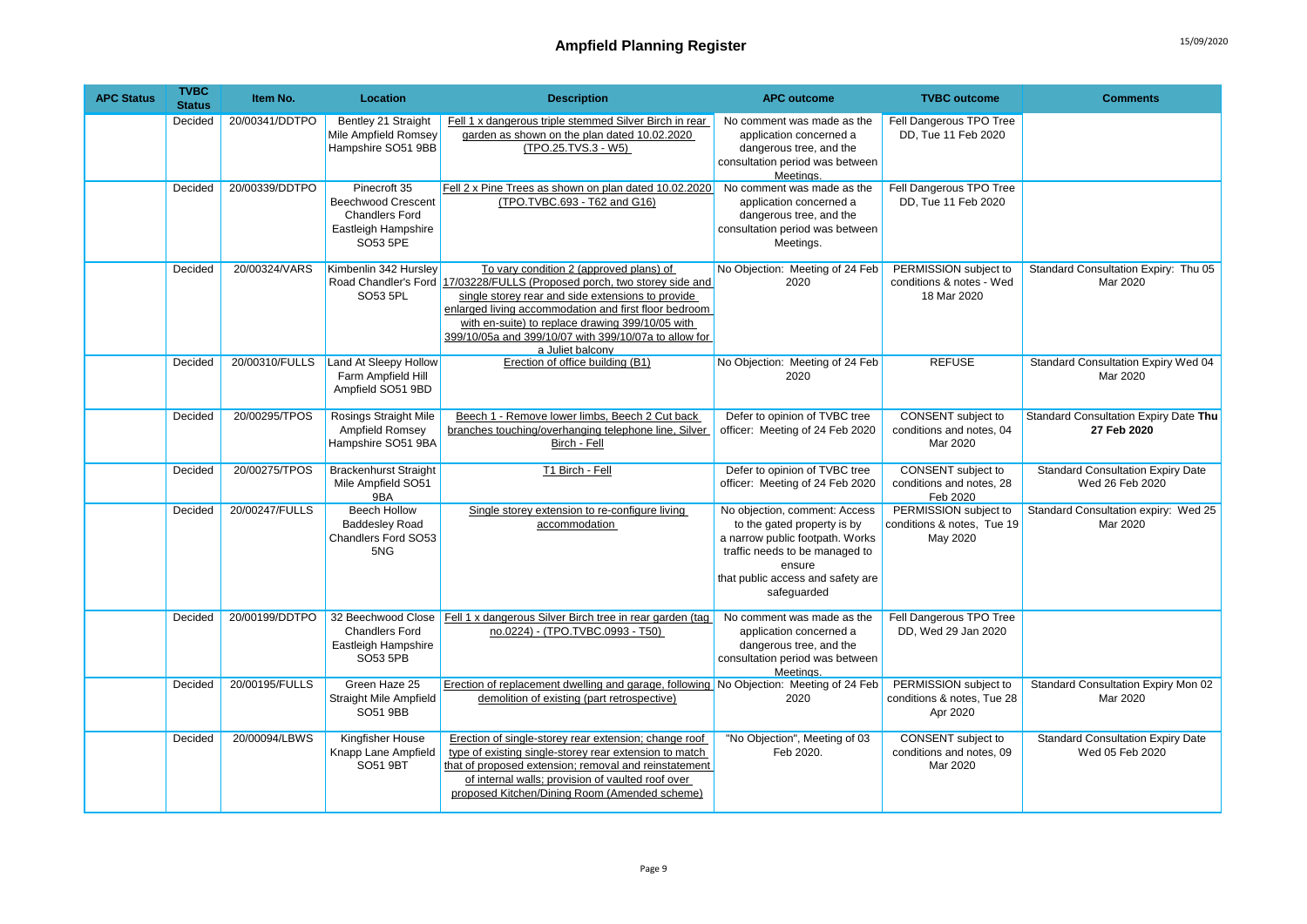# Ampfield Planning Register

| APC Status | TVBC Status | Item No. | Location | Description | APC outcome | TVBC outcome | Comments |
|---|---|---|---|---|---|---|---|
| | Decided | 20/00341/DDTPO | Bentley 21 Straight Mile Ampfield Romsey Hampshire SO51 9BB | Fell 1 x dangerous triple stemmed Silver Birch in rear garden as shown on the plan dated 10.02.2020 (TPO.25.TVS.3 - W5) | No comment was made as the application concerned a dangerous tree, and the consultation period was between Meetings. | Fell Dangerous TPO Tree DD, Tue 11 Feb 2020 | |
| | Decided | 20/00339/DDTPO | Pinecroft 35 Beechwood Crescent Chandlers Ford Eastleigh Hampshire SO53 5PE | Fell 2 x Pine Trees as shown on plan dated 10.02.2020 (TPO.TVBC.693 - T62 and G16) | No comment was made as the application concerned a dangerous tree, and the consultation period was between Meetings. | Fell Dangerous TPO Tree DD, Tue 11 Feb 2020 | |
| | Decided | 20/00324/VARS | Kimbenlin 342 Hursley Road Chandler's Ford SO53 5PL | To vary condition 2 (approved plans) of 17/03228/FULLS (Proposed porch, two storey side and single storey rear and side extensions to provide enlarged living accommodation and first floor bedroom with en-suite) to replace drawing 399/10/05 with 399/10/05a and 399/10/07 with 399/10/07a to allow for a Juliet balcony | No Objection: Meeting of 24 Feb 2020 | PERMISSION subject to conditions & notes - Wed 18 Mar 2020 | Standard Consultation Expiry: Thu 05 Mar 2020 |
| | Decided | 20/00310/FULLS | Land At Sleepy Hollow Farm Ampfield Hill Ampfield SO51 9BD | Erection of office building (B1) | No Objection: Meeting of 24 Feb 2020 | REFUSE | Standard Consultation Expiry Wed 04 Mar 2020 |
| | Decided | 20/00295/TPOS | Rosings Straight Mile Ampfield Romsey Hampshire SO51 9BA | Beech 1 - Remove lower limbs, Beech 2 Cut back branches touching/overhanging telephone line, Silver Birch - Fell | Defer to opinion of TVBC tree officer: Meeting of 24 Feb 2020 | CONSENT subject to conditions and notes, 04 Mar 2020 | Standard Consultation Expiry Date **Thu 27 Feb 2020** |
| | Decided | 20/00275/TPOS | Brackenhurst Straight Mile Ampfield SO51 9BA | T1 Birch - Fell | Defer to opinion of TVBC tree officer: Meeting of 24 Feb 2020 | CONSENT subject to conditions and notes, 28 Feb 2020 | Standard Consultation Expiry Date Wed 26 Feb 2020 |
| | Decided | 20/00247/FULLS | Beech Hollow Baddesley Road Chandlers Ford SO53 5NG | Single storey extension to re-configure living accommodation | No objection, comment: Access to the gated property is by a narrow public footpath. Works traffic needs to be managed to ensure that public access and safety are safeguarded | PERMISSION subject to conditions & notes, Tue 19 May 2020 | Standard Consultation expiry: Wed 25 Mar 2020 |
| | Decided | 20/00199/DDTPO | 32 Beechwood Close Chandlers Ford Eastleigh Hampshire SO53 5PB | Fell 1 x dangerous Silver Birch tree in rear garden (tag no.0224) - (TPO.TVBC.0993 - T50) | No comment was made as the application concerned a dangerous tree, and the consultation period was between Meetings. | Fell Dangerous TPO Tree DD, Wed 29 Jan 2020 | |
| | Decided | 20/00195/FULLS | Green Haze 25 Straight Mile Ampfield SO51 9BB | Erection of replacement dwelling and garage, following demolition of existing (part retrospective) | No Objection: Meeting of 24 Feb 2020 | PERMISSION subject to conditions & notes, Tue 28 Apr 2020 | Standard Consultation Expiry Mon 02 Mar 2020 |
| | Decided | 20/00094/LBWS | Kingfisher House Knapp Lane Ampfield SO51 9BT | Erection of single-storey rear extension; change roof type of existing single-storey rear extension to match that of proposed extension; removal and reinstatement of internal walls; provision of vaulted roof over proposed Kitchen/Dining Room (Amended scheme) | "No Objection", Meeting of 03 Feb 2020. | CONSENT subject to conditions and notes, 09 Mar 2020 | Standard Consultation Expiry Date Wed 05 Feb 2020 |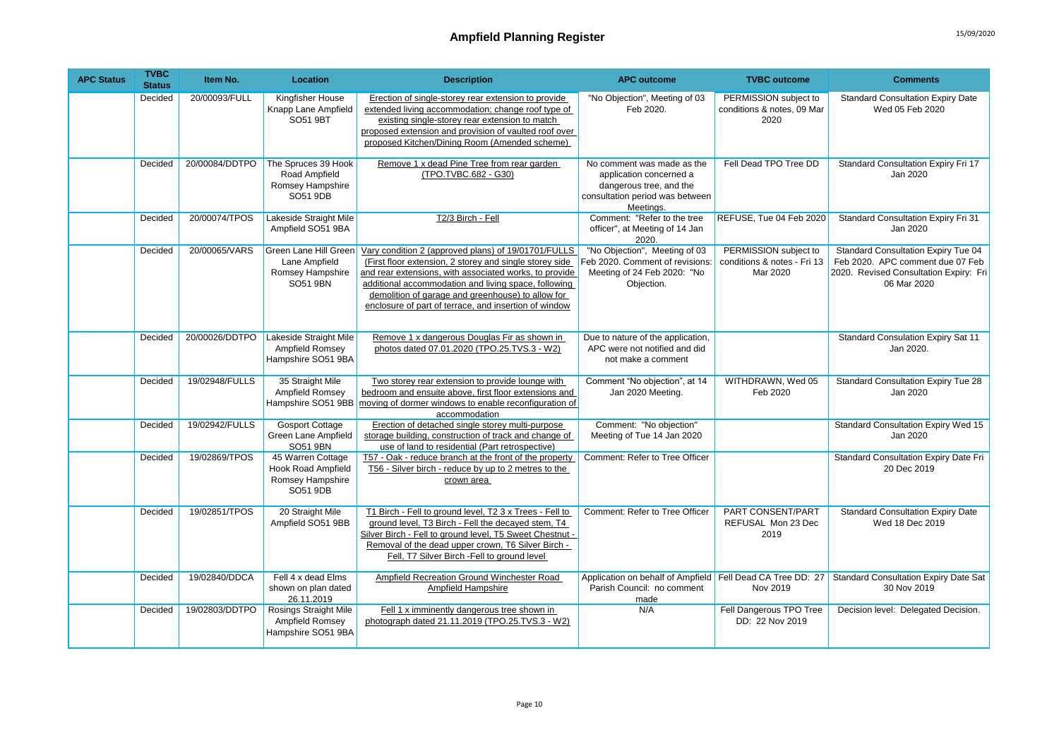# Ampfield Planning Register

| APC Status | TVBC Status | Item No. | Location | Description | APC outcome | TVBC outcome | Comments |
|---|---|---|---|---|---|---|---|
| | Decided | 20/00093/FULL | Kingfisher House Knapp Lane Ampfield SO51 9BT | Erection of single-storey rear extension to provide extended living accommodation; change roof type of existing single-storey rear extension to match proposed extension and provision of vaulted roof over proposed Kitchen/Dining Room (Amended scheme) | "No Objection", Meeting of 03 Feb 2020. | PERMISSION subject to conditions & notes, 09 Mar 2020 | Standard Consultation Expiry Date Wed 05 Feb 2020 |
| | Decided | 20/00084/DDTPO | The Spruces 39 Hook Road Ampfield Romsey Hampshire SO51 9DB | Remove 1 x dead Pine Tree from rear garden (TPO.TVBC.682 - G30) | No comment was made as the application concerned a dangerous tree, and the consultation period was between Meetings. | Fell Dead TPO Tree DD | Standard Consultation Expiry Fri 17 Jan 2020 |
| | Decided | 20/00074/TPOS | Lakeside Straight Mile Ampfield SO51 9BA | T2/3 Birch - Fell | Comment: "Refer to the tree officer", at Meeting of 14 Jan 2020. | REFUSE, Tue 04 Feb 2020 | Standard Consultation Expiry Fri 31 Jan 2020 |
| | Decided | 20/00065/VARS | Green Lane Hill Green Lane Ampfield Romsey Hampshire SO51 9BN | Vary condition 2 (approved plans) of 19/01701/FULLS (First floor extension, 2 storey and single storey side and rear extensions, with associated works, to provide additional accommodation and living space, following demolition of garage and greenhouse) to allow for enclosure of part of terrace, and insertion of window | "No Objection", Meeting of 03 Feb 2020. Comment of revisions: Meeting of 24 Feb 2020: "No Objection. | PERMISSION subject to conditions & notes - Fri 13 Mar 2020 | Standard Consultation Expiry Tue 04 Feb 2020. APC comment due 07 Feb 2020. Revised Consultation Expiry: Fri 06 Mar 2020 |
| | Decided | 20/00026/DDTPO | Lakeside Straight Mile Ampfield Romsey Hampshire SO51 9BA | Remove 1 x dangerous Douglas Fir as shown in photos dated 07.01.2020 (TPO.25.TVS.3 - W2) | Due to nature of the application, APC were not notified and did not make a comment | | Standard Consulation Expiry Sat 11 Jan 2020. |
| | Decided | 19/02948/FULLS | 35 Straight Mile Ampfield Romsey Hampshire SO51 9BB | Two storey rear extension to provide lounge with bedroom and ensuite above, first floor extensions and moving of dormer windows to enable reconfiguration of accommodation | Comment "No objection", at 14 Jan 2020 Meeting. | WITHDRAWN, Wed 05 Feb 2020 | Standard Consultation Expiry Tue 28 Jan 2020 |
| | Decided | 19/02942/FULLS | Gosport Cottage Green Lane Ampfield SO51 9BN | Erection of detached single storey multi-purpose storage building, construction of track and change of use of land to residential (Part retrospective) | Comment: "No objection" Meeting of Tue 14 Jan 2020 | | Standard Consultation Expiry Wed 15 Jan 2020 |
| | Decided | 19/02869/TPOS | 45 Warren Cottage Hook Road Ampfield Romsey Hampshire SO51 9DB | T57 - Oak - reduce branch at the front of the property T56 - Silver birch - reduce by up to 2 metres to the crown area | Comment: Refer to Tree Officer | | Standard Consultation Expiry Date Fri 20 Dec 2019 |
| | Decided | 19/02851/TPOS | 20 Straight Mile Ampfield SO51 9BB | T1 Birch - Fell to ground level, T2 3 x Trees - Fell to ground level, T3 Birch - Fell the decayed stem, T4 Silver Birch - Fell to ground level, T5 Sweet Chestnut - Removal of the dead upper crown, T6 Silver Birch - Fell, T7 Silver Birch -Fell to ground level | Comment: Refer to Tree Officer | PART CONSENT/PART REFUSAL Mon 23 Dec 2019 | Standard Consultation Expiry Date Wed 18 Dec 2019 |
| | Decided | 19/02840/DDCA | Fell 4 x dead Elms shown on plan dated 26.11.2019 | Ampfield Recreation Ground Winchester Road Ampfield Hampshire | Application on behalf of Ampfield Parish Council: no comment made | Fell Dead CA Tree DD: 27 Nov 2019 | Standard Consultation Expiry Date Sat 30 Nov 2019 |
| | Decided | 19/02803/DDTPO | Rosings Straight Mile Ampfield Romsey Hampshire SO51 9BA | Fell 1 x imminently dangerous tree shown in photograph dated 21.11.2019 (TPO.25.TVS.3 - W2) | N/A | Fell Dangerous TPO Tree DD: 22 Nov 2019 | Decision level: Delegated Decision. |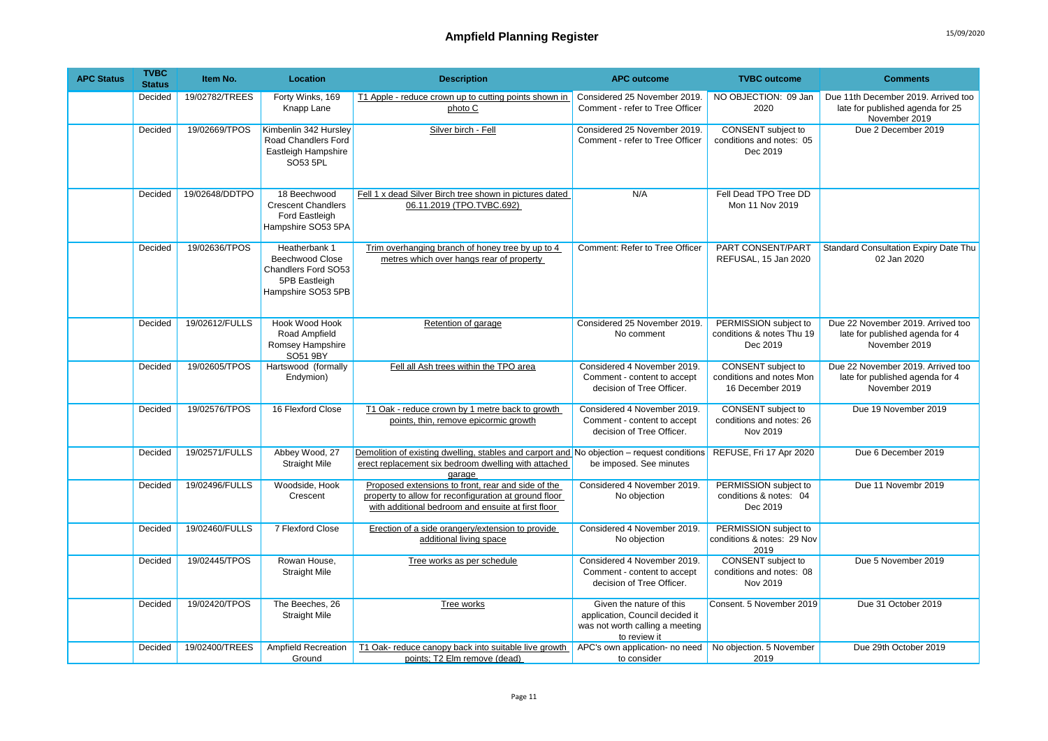# Ampfield Planning Register

| APC Status | TVBC Status | Item No. | Location | Description | APC outcome | TVBC outcome | Comments |
|---|---|---|---|---|---|---|---|
| | Decided | 19/02782/TREES | Forty Winks, 169 Knapp Lane | T1 Apple - reduce crown up to cutting points shown in photo C | Considered 25 November 2019. Comment - refer to Tree Officer | NO OBJECTION: 09 Jan 2020 | Due 11th December 2019. Arrived too late for published agenda for 25 November 2019 |
| | Decided | 19/02669/TPOS | Kimbenlin 342 Hursley Road Chandlers Ford Eastleigh Hampshire SO53 5PL | Silver birch - Fell | Considered 25 November 2019. Comment - refer to Tree Officer | CONSENT subject to conditions and notes: 05 Dec 2019 | Due 2 December 2019 |
| | Decided | 19/02648/DDTPO | 18 Beechwood Crescent Chandlers Ford Eastleigh Hampshire SO53 5PA | Fell 1 x dead Silver Birch tree shown in pictures dated 06.11.2019 (TPO.TVBC.692) | N/A | Fell Dead TPO Tree DD Mon 11 Nov 2019 | |
| | Decided | 19/02636/TPOS | Heatherbank 1 Beechwood Close Chandlers Ford SO53 5PB Eastleigh Hampshire SO53 5PB | Trim overhanging branch of honey tree by up to 4 metres which over hangs rear of property | Comment: Refer to Tree Officer | PART CONSENT/PART REFUSAL, 15 Jan 2020 | Standard Consultation Expiry Date Thu 02 Jan 2020 |
| | Decided | 19/02612/FULLS | Hook Wood Hook Road Ampfield Romsey Hampshire SO51 9BY | Retention of garage | Considered 25 November 2019. No comment | PERMISSION subject to conditions & notes Thu 19 Dec 2019 | Due 22 November 2019. Arrived too late for published agenda for 4 November 2019 |
| | Decided | 19/02605/TPOS | Hartswood (formally Endymion) | Fell all Ash trees within the TPO area | Considered 4 November 2019. Comment - content to accept decision of Tree Officer. | CONSENT subject to conditions and notes Mon 16 December 2019 | Due 22 November 2019. Arrived too late for published agenda for 4 November 2019 |
| | Decided | 19/02576/TPOS | 16 Flexford Close | T1 Oak - reduce crown by 1 metre back to growth points, thin, remove epicormic growth | Considered 4 November 2019. Comment - content to accept decision of Tree Officer. | CONSENT subject to conditions and notes: 26 Nov 2019 | Due 19 November 2019 |
| | Decided | 19/02571/FULLS | Abbey Wood, 27 Straight Mile | Demolition of existing dwelling, stables and carport and erect replacement six bedroom dwelling with attached garage | No objection – request conditions be imposed. See minutes | REFUSE, Fri 17 Apr 2020 | Due 6 December 2019 |
| | Decided | 19/02496/FULLS | Woodside, Hook Crescent | Proposed extensions to front, rear and side of the property to allow for reconfiguration at ground floor with additional bedroom and ensuite at first floor | Considered 4 November 2019. No objection | PERMISSION subject to conditions & notes: 04 Dec 2019 | Due 11 Novembr 2019 |
| | Decided | 19/02460/FULLS | 7 Flexford Close | Erection of a side orangery/extension to provide additional living space | Considered 4 November 2019. No objection | PERMISSION subject to conditions & notes: 29 Nov 2019 | |
| | Decided | 19/02445/TPOS | Rowan House, Straight Mile | Tree works as per schedule | Considered 4 November 2019. Comment - content to accept decision of Tree Officer. | CONSENT subject to conditions and notes: 08 Nov 2019 | Due 5 November 2019 |
| | Decided | 19/02420/TPOS | The Beeches, 26 Straight Mile | Tree works | Given the nature of this application, Council decided it was not worth calling a meeting to review it | Consent. 5 November 2019 | Due 31 October 2019 |
| | Decided | 19/02400/TREES | Ampfield Recreation Ground | T1 Oak- reduce canopy back into suitable live growth points; T2 Elm remove (dead) | APC's own application- no need to consider | No objection. 5 November 2019 | Due 29th October 2019 |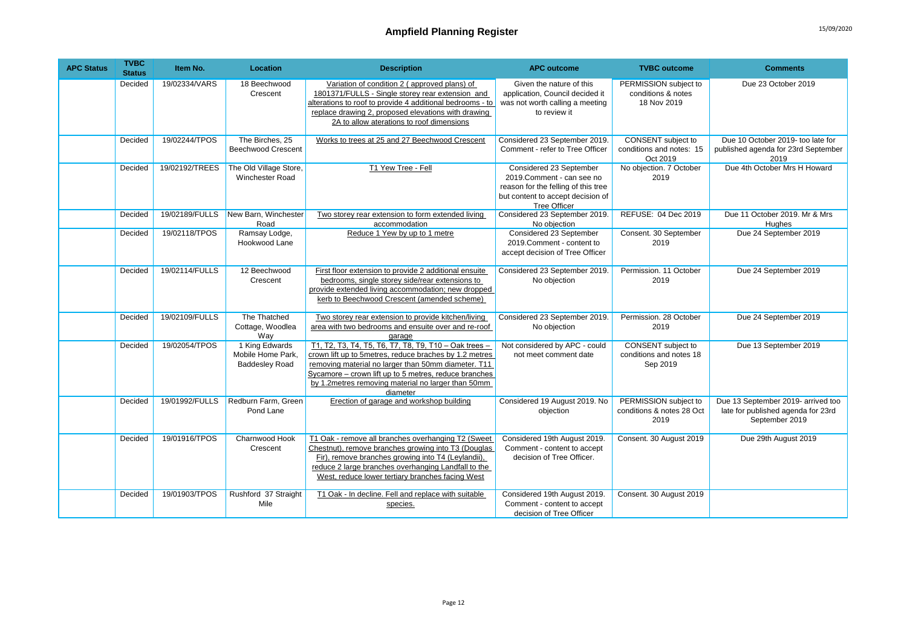# Ampfield Planning Register

| APC Status | TVBC Status | Item No. | Location | Description | APC outcome | TVBC outcome | Comments |
|---|---|---|---|---|---|---|---|
| | Decided | 19/02334/VARS | 18 Beechwood Crescent | Variation of condition 2 ( approved plans) of 1801371/FULLS - Single storey rear extension and alterations to roof to provide 4 additional bedrooms - to replace drawing 2, proposed elevations with drawing 2A to allow aterations to roof dimensions | Given the nature of this application, Council decided it was not worth calling a meeting to review it | PERMISSION subject to conditions & notes 18 Nov 2019 | Due 23 October 2019 |
| | Decided | 19/02244/TPOS | The Birches, 25 Beechwood Crescent | Works to trees at 25 and 27 Beechwood Crescent | Considered 23 September 2019. Comment - refer to Tree Officer | CONSENT subject to conditions and notes: 15 Oct 2019 | Due 10 October 2019- too late for published agenda for 23rd September 2019 |
| | Decided | 19/02192/TREES | The Old Village Store, Winchester Road | T1 Yew Tree - Fell | Considered 23 September 2019.Comment - can see no reason for the felling of this tree but content to accept decision of Tree Officer | No objection. 7 October 2019 | Due 4th October Mrs H Howard |
| | Decided | 19/02189/FULLS | New Barn, Winchester Road | Two storey rear extension to form extended living accommodation | Considered 23 September 2019. No objection | REFUSE: 04 Dec 2019 | Due 11 October 2019. Mr & Mrs Hughes |
| | Decided | 19/02118/TPOS | Ramsay Lodge, Hookwood Lane | Reduce 1 Yew by up to 1 metre | Considered 23 September 2019.Comment - content to accept decision of Tree Officer | Consent. 30 September 2019 | Due 24 September 2019 |
| | Decided | 19/02114/FULLS | 12 Beechwood Crescent | First floor extension to provide 2 additional ensuite bedrooms, single storey side/rear extensions to provide extended living accommodation; new dropped kerb to Beechwood Crescent (amended scheme) | Considered 23 September 2019. No objection | Permission. 11 October 2019 | Due 24 September 2019 |
| | Decided | 19/02109/FULLS | The Thatched Cottage, Woodlea Way | Two storey rear extension to provide kitchen/living area with two bedrooms and ensuite over and re-roof garage | Considered 23 September 2019. No objection | Permission. 28 October 2019 | Due 24 September 2019 |
| | Decided | 19/02054/TPOS | 1 King Edwards Mobile Home Park, Baddesley Road | T1, T2, T3, T4, T5, T6, T7, T8, T9, T10 – Oak trees – crown lift up to 5metres, reduce braches by 1.2 metres removing material no larger than 50mm diameter. T11 Sycamore – crown lift up to 5 metres, reduce branches by 1.2metres removing material no larger than 50mm diameter | Not considered by APC - could not meet comment date | CONSENT subject to conditions and notes 18 Sep 2019 | Due 13 September 2019 |
| | Decided | 19/01992/FULLS | Redburn Farm, Green Pond Lane | Erection of garage and workshop building | Considered 19 August 2019. No objection | PERMISSION subject to conditions & notes 28 Oct 2019 | Due 13 September 2019- arrived too late for published agenda for 23rd September 2019 |
| | Decided | 19/01916/TPOS | Charnwood Hook Crescent | T1 Oak - remove all branches overhanging T2 (Sweet Chestnut), remove branches growing into T3 (Douglas Fir), remove branches growing into T4 (Leylandii), reduce 2 large branches overhanging Landfall to the West, reduce lower tertiary branches facing West | Considered 19th August 2019. Comment - content to accept decision of Tree Officer. | Consent. 30 August 2019 | Due 29th August 2019 |
| | Decided | 19/01903/TPOS | Rushford 37 Straight Mile | T1 Oak - In decline. Fell and replace with suitable species. | Considered 19th August 2019. Comment - content to accept decision of Tree Officer | Consent. 30 August 2019 | |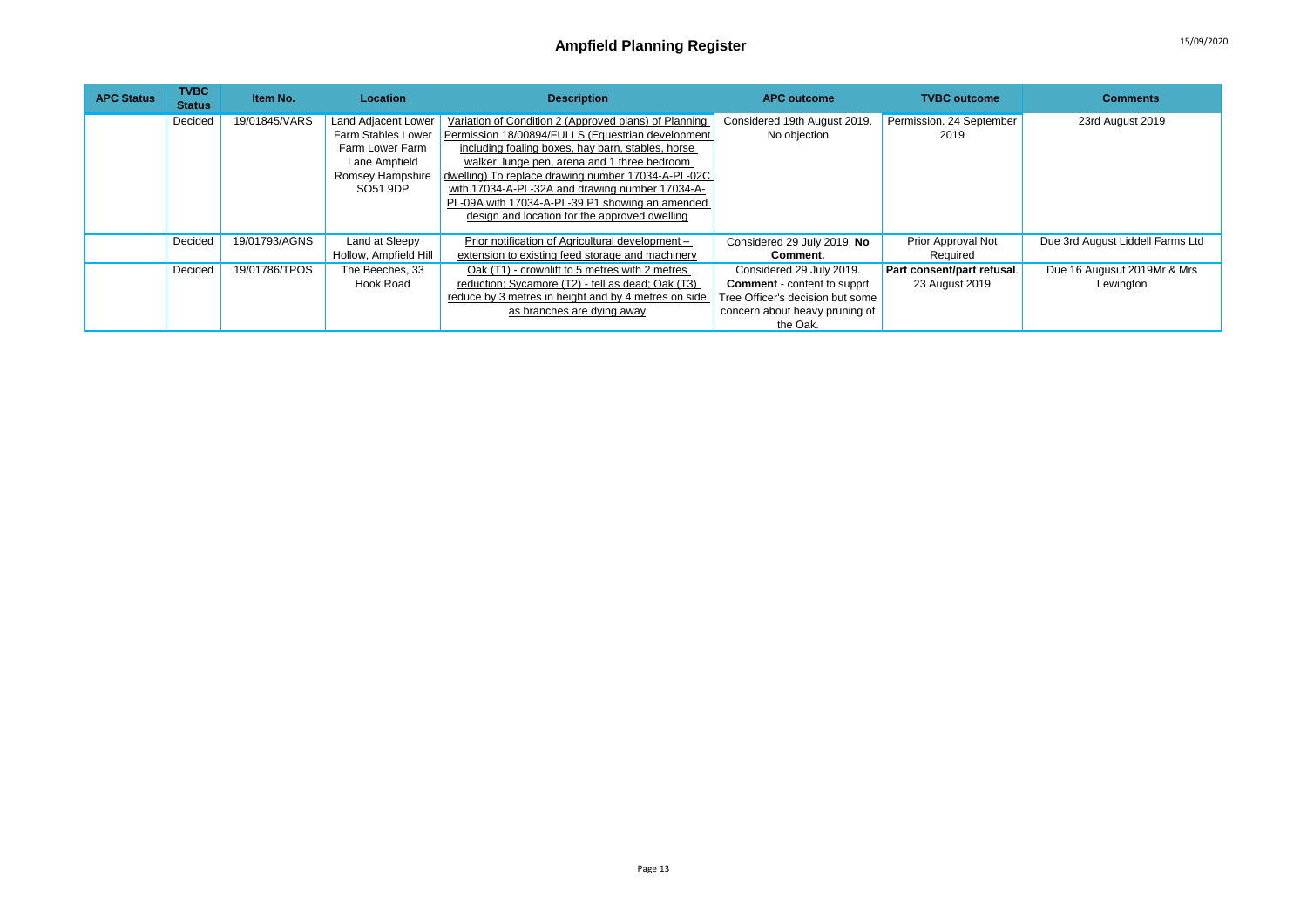# Ampfield Planning Register

| APC Status | TVBC Status | Item No. | Location | Description | APC outcome | TVBC outcome | Comments |
|---|---|---|---|---|---|---|---|
| | Decided | 19/01845/VARS | Land Adjacent Lower Farm Stables Lower Farm Lower Farm Lane Ampfield Romsey Hampshire SO51 9DP | Variation of Condition 2 (Approved plans) of Planning Permission 18/00894/FULLS (Equestrian development including foaling boxes, hay barn, stables, horse walker, lunge pen, arena and 1 three bedroom dwelling) To replace drawing number 17034-A-PL-02C with 17034-A-PL-32A and drawing number 17034-A-PL-09A with 17034-A-PL-39 P1 showing an amended design and location for the approved dwelling | Considered 19th August 2019. No objection | Permission. 24 September 2019 | 23rd August 2019 |
| | Decided | 19/01793/AGNS | Land at Sleepy Hollow, Ampfield Hill | Prior notification of Agricultural development – extension to existing feed storage and machinery | Considered 29 July 2019. **No Comment.** | Prior Approval Not Required | Due 3rd August Liddell Farms Ltd |
| | Decided | 19/01786/TPOS | The Beeches, 33 Hook Road | Oak (T1) - crownlift to 5 metres with 2 metres reduction; Sycamore (T2) - fell as dead; Oak (T3) reduce by 3 metres in height and by 4 metres on side as branches are dying away | Considered 29 July 2019. **Comment** - content to supprt Tree Officer's decision but some concern about heavy pruning of the Oak. | **Part consent/part refusal**. 23 August 2019 | Due 16 Augusut 2019Mr & Mrs Lewington |